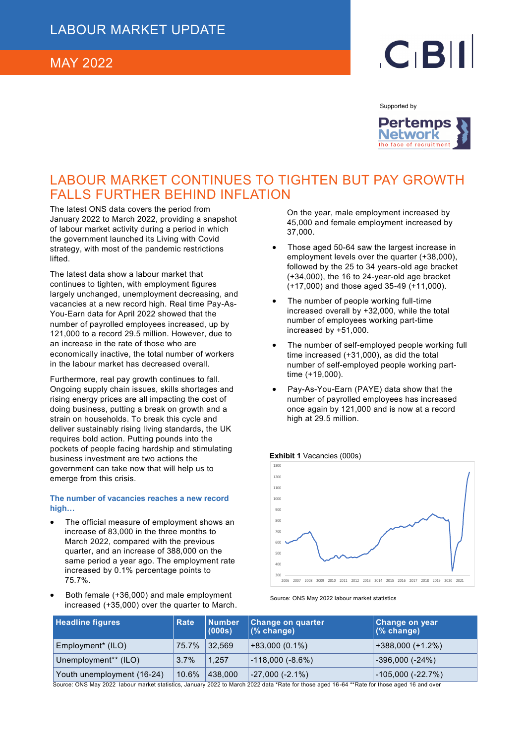# LABOUR MARKET UPDATE

## MAY 2022

Supported by

## LABOUR MARKET CONTINUES TO TIGHTEN BUT PAY GROWTH FALLS FURTHER BEHIND INFLATION

The latest ONS data covers the period from January 2022 to March 2022, providing a snapshot of labour market activity during a period in which the government launched its Living with Covid strategy, with most of the pandemic restrictions lifted.

The latest data show a labour market that continues to tighten, with employment figures largely unchanged, unemployment decreasing, and vacancies at a new record high. Real time Pay-As-You-Earn data for April 2022 showed that the number of payrolled employees increased, up by 121,000 to a record 29.5 million. However, due to an increase in the rate of those who are economically inactive, the total number of workers in the labour market has decreased overall.

Furthermore, real pay growth continues to fall. Ongoing supply chain issues, skills shortages and rising energy prices are all impacting the cost of doing business, putting a break on growth and a strain on households. To break this cycle and deliver sustainably rising living standards, the UK requires bold action. Putting pounds into the pockets of people facing hardship and stimulating business investment are two actions the government can take now that will help us to emerge from this crisis.

### The number of vacancies reaches a new record high…

- The official measure of employment shows an increase of 83,000 in the three months to March 2022, compared with the previous quarter, and an increase of 388,000 on the same period a year ago. The employment rate increased by 0.1% percentage points to 75.7%.
- Both female (+36,000) and male employment increased (+35,000) over the quarter to March. On the year, male employment increased by 45,000 and female employment increased by 37,000.
- Those aged 50-64 saw the largest increase in employment levels over the quarter (+38,000), followed by the 25 to 34 years-old age bracket (+34,000), the 16 to 24-year-old age bracket (+17,000) and those aged 35-49 (+11,000).
- The number of people working full-time increased overall by +32,000, while the total number of employees working part-time increased by +51,000.
- The number of self-employed people working full time increased (+31,000), as did the total number of self-employed people working part-time (+19,000).
- Pay-As-You-Earn (PAYE) data show that the number of payrolled employees has increased once again by 121,000 and is now at a record high at 29.5 million.

**Exhibit 1** Vacancies (000s)

Source: ONS May 2022 labour market statistics

| Headline figures | Rate | Number (000s) | Change on quarter (% change) | Change on year (% change) |
|---|---|---|---|---|
| Employment* (ILO) | 75.7% | 32,569 | +83,000 (0.1%) | +388,000 (+1.2%) |
| Unemployment** (ILO) | 3.7% | 1,257 | -118,000 (-8.6%) | -396,000 (-24%) |
| Youth unemployment (16-24) | 10.6% | 438,000 | -27,000 (-2.1%) | -105,000 (-22.7%) |

Source: ONS May 2022 labour market statistics, January 2022 to March 2022 data *Rate for those aged 16-64 **Rate for those aged 16 and over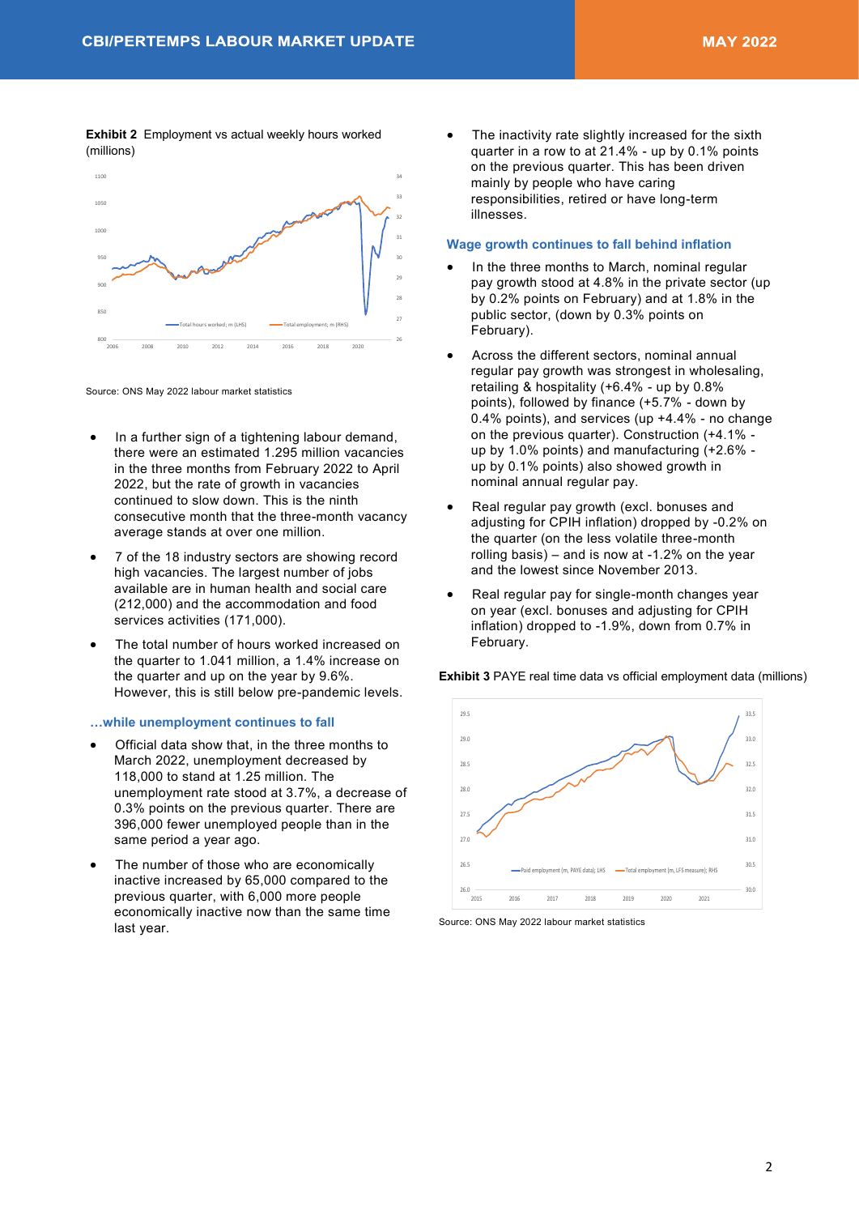**Exhibit 2** Employment vs actual weekly hours worked (millions)

Source: ONS May 2022 labour market statistics

- In a further sign of a tightening labour demand, there were an estimated 1.295 million vacancies in the three months from February 2022 to April 2022, but the rate of growth in vacancies continued to slow down. This is the ninth consecutive month that the three-month vacancy average stands at over one million.
- 7 of the 18 industry sectors are showing record high vacancies. The largest number of jobs available are in human health and social care (212,000) and the accommodation and food services activities (171,000).
- The total number of hours worked increased on the quarter to 1.041 million, a 1.4% increase on the quarter and up on the year by 9.6%. However, this is still below pre-pandemic levels.

### …while unemployment continues to fall

- Official data show that, in the three months to March 2022, unemployment decreased by 118,000 to stand at 1.25 million. The unemployment rate stood at 3.7%, a decrease of 0.3% points on the previous quarter. There are 396,000 fewer unemployed people than in the same period a year ago.
- The number of those who are economically inactive increased by 65,000 compared to the previous quarter, with 6,000 more people economically inactive now than the same time last year.
- The inactivity rate slightly increased for the sixth quarter in a row to at 21.4% - up by 0.1% points on the previous quarter. This has been driven mainly by people who have caring responsibilities, retired or have long-term illnesses.

### Wage growth continues to fall behind inflation

- In the three months to March, nominal regular pay growth stood at 4.8% in the private sector (up by 0.2% points on February) and at 1.8% in the public sector, (down by 0.3% points on February).
- Across the different sectors, nominal annual regular pay growth was strongest in wholesaling, retailing & hospitality (+6.4% - up by 0.8% points), followed by finance (+5.7% - down by 0.4% points), and services (up +4.4% - no change on the previous quarter). Construction (+4.1% - up by 1.0% points) and manufacturing (+2.6% - up by 0.1% points) also showed growth in nominal annual regular pay.
- Real regular pay growth (excl. bonuses and adjusting for CPIH inflation) dropped by -0.2% on the quarter (on the less volatile three-month rolling basis) – and is now at -1.2% on the year and the lowest since November 2013.
- Real regular pay for single-month changes year on year (excl. bonuses and adjusting for CPIH inflation) dropped to -1.9%, down from 0.7% in February.

**Exhibit 3** PAYE real time data vs official employment data (millions)

Source: ONS May 2022 labour market statistics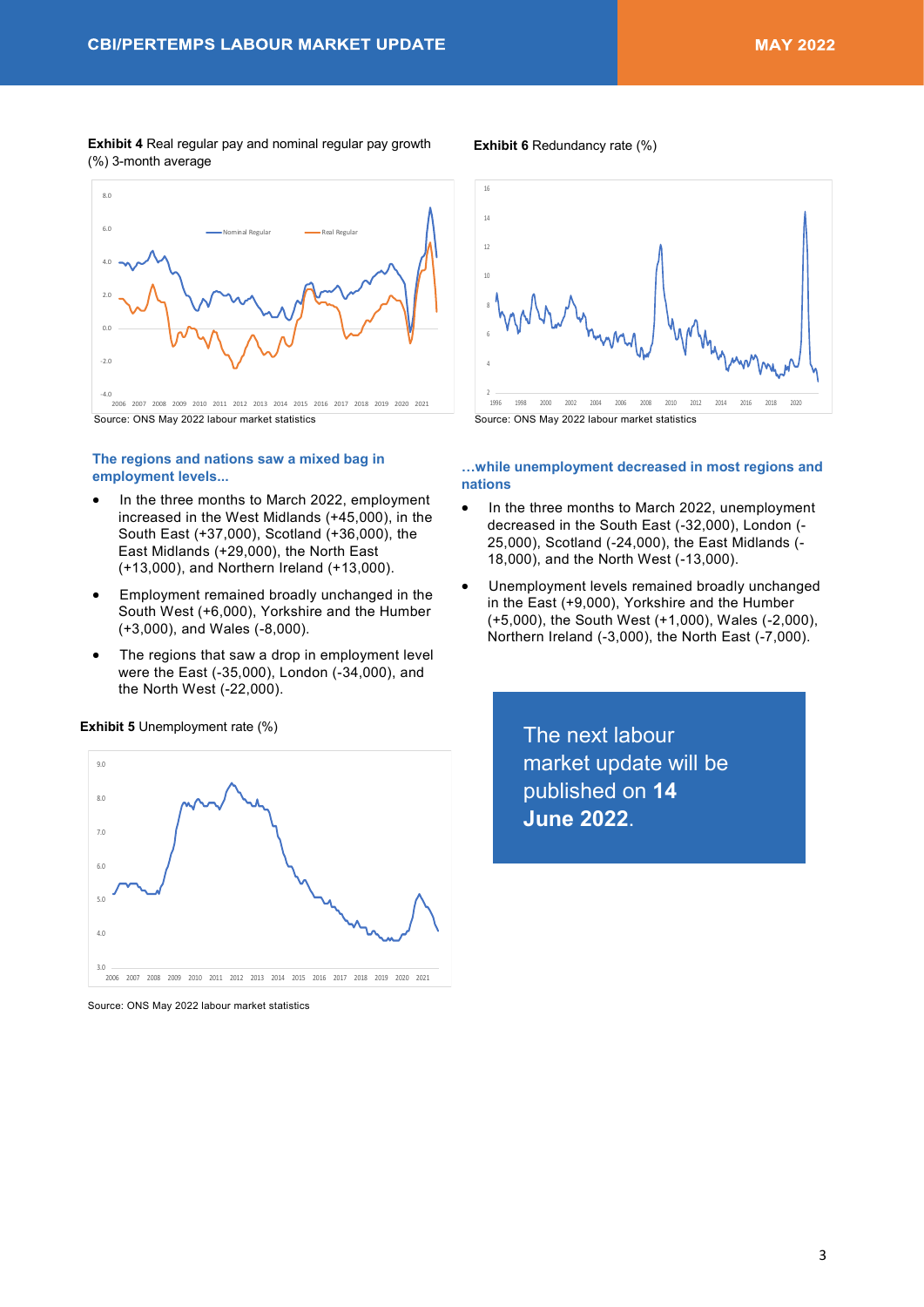**Exhibit 4** Real regular pay and nominal regular pay growth (%) 3-month average

Source: ONS May 2022 labour market statistics

**Exhibit 6** Redundancy rate (%)

Source: ONS May 2022 labour market statistics

### The regions and nations saw a mixed bag in employment levels...

- In the three months to March 2022, employment increased in the West Midlands (+45,000), in the South East (+37,000), Scotland (+36,000), the East Midlands (+29,000), the North East (+13,000), and Northern Ireland (+13,000).
- Employment remained broadly unchanged in the South West (+6,000), Yorkshire and the Humber (+3,000), and Wales (-8,000).
- The regions that saw a drop in employment level were the East (-35,000), London (-34,000), and the North West (-22,000).

**Exhibit 5** Unemployment rate (%)

Source: ONS May 2022 labour market statistics

### ...while unemployment decreased in most regions and nations

- In the three months to March 2022, unemployment decreased in the South East (-32,000), London (-25,000), Scotland (-24,000), the East Midlands (-18,000), and the North West (-13,000).
- Unemployment levels remained broadly unchanged in the East (+9,000), Yorkshire and the Humber (+5,000), the South West (+1,000), Wales (-2,000), Northern Ireland (-3,000), the North East (-7,000).

The next labour market update will be published on **14 June 2022**.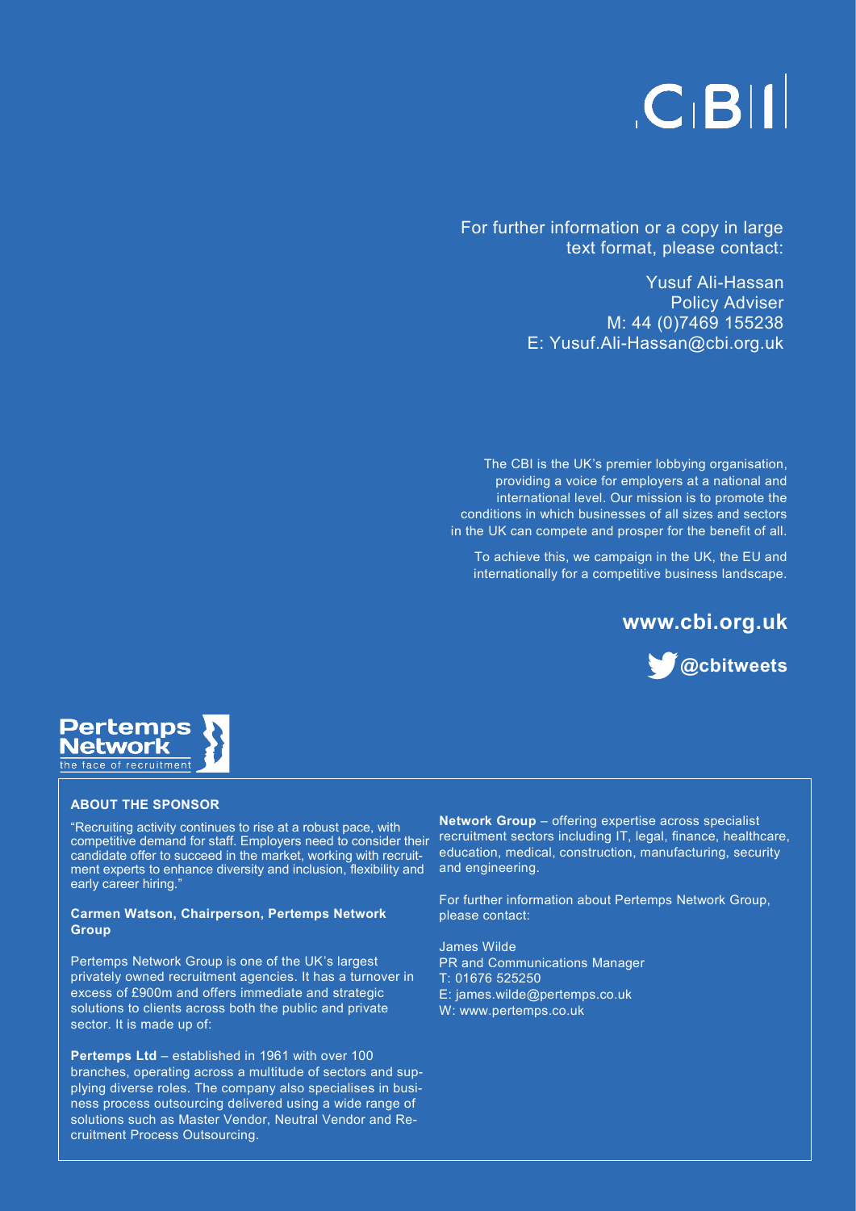CBI

For further information or a copy in large text format, please contact:

Yusuf Ali-Hassan
Policy Adviser
M: 44 (0)7469 155238
E: Yusuf.Ali-Hassan@cbi.org.uk

The CBI is the UK's premier lobbying organisation, providing a voice for employers at a national and international level. Our mission is to promote the conditions in which businesses of all sizes and sectors in the UK can compete and prosper for the benefit of all.

To achieve this, we campaign in the UK, the EU and internationally for a competitive business landscape.

**www.cbi.org.uk**

**@cbitweets**

Pertemps Network
the face of recruitment

**ABOUT THE SPONSOR**

"Recruiting activity continues to rise at a robust pace, with competitive demand for staff. Employers need to consider their candidate offer to succeed in the market, working with recruitment experts to enhance diversity and inclusion, flexibility and early career hiring."

**Carmen Watson, Chairperson, Pertemps Network Group**

Pertemps Network Group is one of the UK's largest privately owned recruitment agencies. It has a turnover in excess of £900m and offers immediate and strategic solutions to clients across both the public and private sector. It is made up of:

**Pertemps Ltd** – established in 1961 with over 100 branches, operating across a multitude of sectors and supplying diverse roles. The company also specialises in business process outsourcing delivered using a wide range of solutions such as Master Vendor, Neutral Vendor and Recruitment Process Outsourcing.

**Network Group** – offering expertise across specialist recruitment sectors including IT, legal, finance, healthcare, education, medical, construction, manufacturing, security and engineering.

For further information about Pertemps Network Group, please contact:

James Wilde
PR and Communications Manager
T: 01676 525250
E: james.wilde@pertemps.co.uk
W: www.pertemps.co.uk